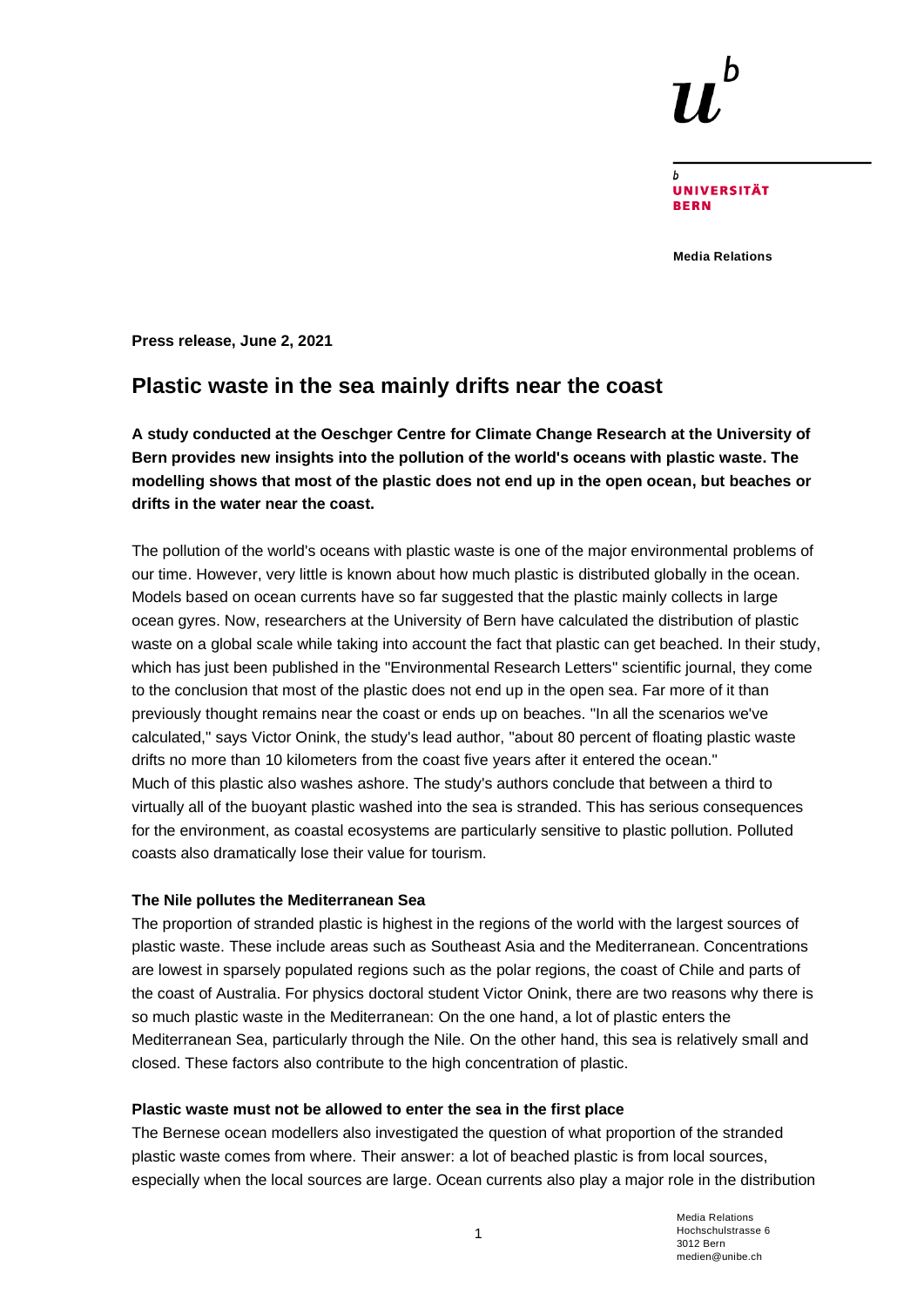**UNIVERSITÄT BERN**

**Media Relations**

**Press release, June 2, 2021**

# Plastic waste in the sea mainly drifts near the coast

**A study conducted at the Oeschger Centre for Climate Change Research at the University of Bern provides new insights into the pollution of the world's oceans with plastic waste. The modelling shows that most of the plastic does not end up in the open ocean, but beaches or drifts in the water near the coast.**

The pollution of the world's oceans with plastic waste is one of the major environmental problems of our time. However, very little is known about how much plastic is distributed globally in the ocean. Models based on ocean currents have so far suggested that the plastic mainly collects in large ocean gyres. Now, researchers at the University of Bern have calculated the distribution of plastic waste on a global scale while taking into account the fact that plastic can get beached. In their study, which has just been published in the "Environmental Research Letters" scientific journal, they come to the conclusion that most of the plastic does not end up in the open sea. Far more of it than previously thought remains near the coast or ends up on beaches. "In all the scenarios we've calculated," says Victor Onink, the study's lead author, "about 80 percent of floating plastic waste drifts no more than 10 kilometers from the coast five years after it entered the ocean."
Much of this plastic also washes ashore. The study's authors conclude that between a third to virtually all of the buoyant plastic washed into the sea is stranded. This has serious consequences for the environment, as coastal ecosystems are particularly sensitive to plastic pollution. Polluted coasts also dramatically lose their value for tourism.

### The Nile pollutes the Mediterranean Sea

The proportion of stranded plastic is highest in the regions of the world with the largest sources of plastic waste. These include areas such as Southeast Asia and the Mediterranean. Concentrations are lowest in sparsely populated regions such as the polar regions, the coast of Chile and parts of the coast of Australia. For physics doctoral student Victor Onink, there are two reasons why there is so much plastic waste in the Mediterranean: On the one hand, a lot of plastic enters the Mediterranean Sea, particularly through the Nile. On the other hand, this sea is relatively small and closed. These factors also contribute to the high concentration of plastic.

### Plastic waste must not be allowed to enter the sea in the first place

The Bernese ocean modellers also investigated the question of what proportion of the stranded plastic waste comes from where. Their answer: a lot of beached plastic is from local sources, especially when the local sources are large. Ocean currents also play a major role in the distribution

Media Relations
Hochschulstrasse 6
3012 Bern
medien@unibe.ch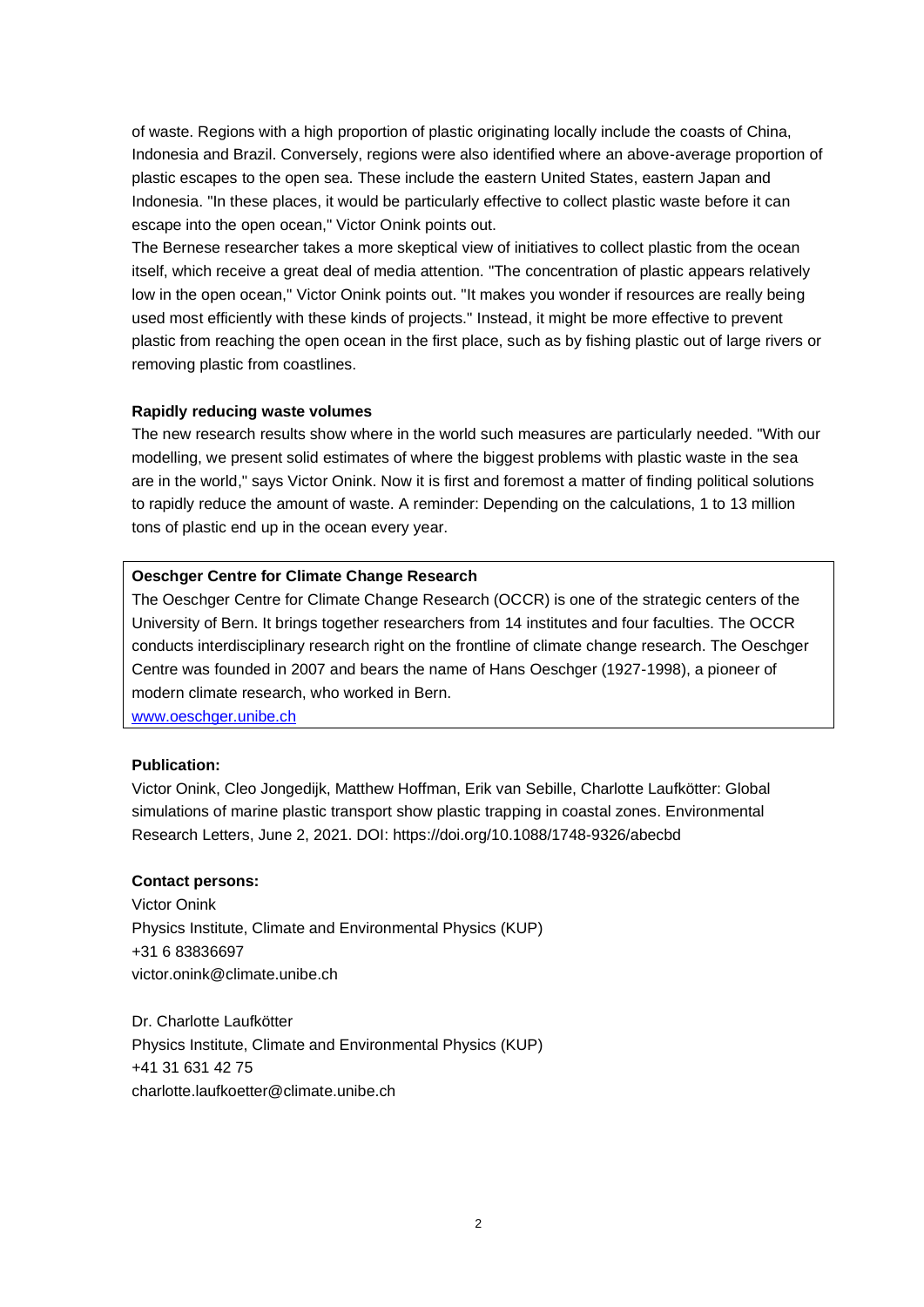of waste. Regions with a high proportion of plastic originating locally include the coasts of China, Indonesia and Brazil. Conversely, regions were also identified where an above-average proportion of plastic escapes to the open sea. These include the eastern United States, eastern Japan and Indonesia. "In these places, it would be particularly effective to collect plastic waste before it can escape into the open ocean," Victor Onink points out.
The Bernese researcher takes a more skeptical view of initiatives to collect plastic from the ocean itself, which receive a great deal of media attention. "The concentration of plastic appears relatively low in the open ocean," Victor Onink points out. "It makes you wonder if resources are really being used most efficiently with these kinds of projects." Instead, it might be more effective to prevent plastic from reaching the open ocean in the first place, such as by fishing plastic out of large rivers or removing plastic from coastlines.

**Rapidly reducing waste volumes**

The new research results show where in the world such measures are particularly needed. "With our modelling, we present solid estimates of where the biggest problems with plastic waste in the sea are in the world," says Victor Onink. Now it is first and foremost a matter of finding political solutions to rapidly reduce the amount of waste. A reminder: Depending on the calculations, 1 to 13 million tons of plastic end up in the ocean every year.

**Oeschger Centre for Climate Change Research**

The Oeschger Centre for Climate Change Research (OCCR) is one of the strategic centers of the University of Bern. It brings together researchers from 14 institutes and four faculties. The OCCR conducts interdisciplinary research right on the frontline of climate change research. The Oeschger Centre was founded in 2007 and bears the name of Hans Oeschger (1927-1998), a pioneer of modern climate research, who worked in Bern.
[www.oeschger.unibe.ch](http://www.oeschger.unibe.ch)

**Publication:**

Victor Onink, Cleo Jongedijk, Matthew Hoffman, Erik van Sebille, Charlotte Laufkötter: Global simulations of marine plastic transport show plastic trapping in coastal zones. Environmental Research Letters, June 2, 2021. DOI: https://doi.org/10.1088/1748-9326/abecbd

**Contact persons:**

Victor Onink
Physics Institute, Climate and Environmental Physics (KUP)
+31 6 83836697
victor.onink@climate.unibe.ch

Dr. Charlotte Laufkötter
Physics Institute, Climate and Environmental Physics (KUP)
+41 31 631 42 75
charlotte.laufkoetter@climate.unibe.ch